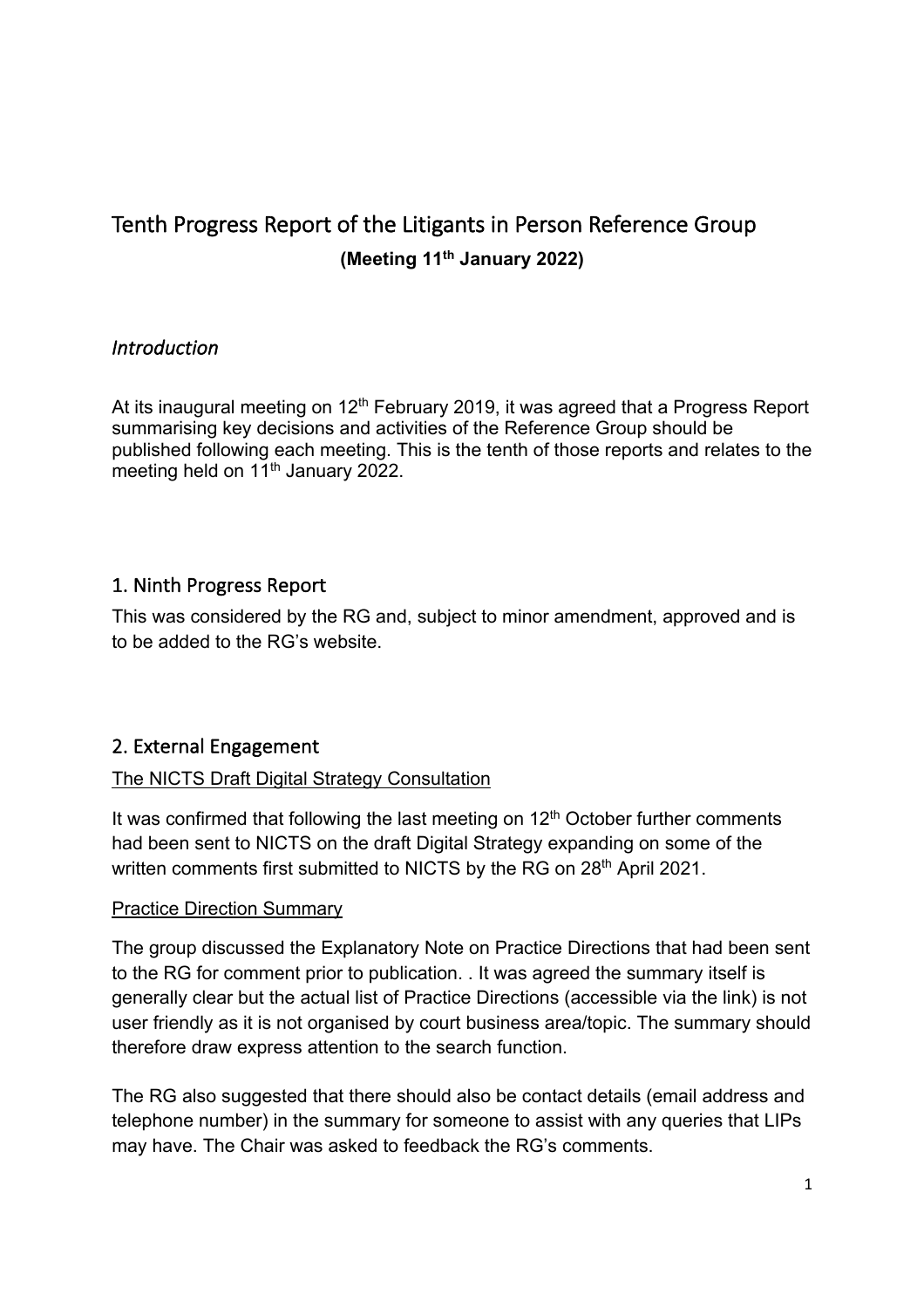# Tenth Progress Report of the Litigants in Person Reference Group

**(Meeting 11th January 2022)**

## *Introduction*

At its inaugural meeting on 12th February 2019, it was agreed that a Progress Report summarising key decisions and activities of the Reference Group should be published following each meeting. This is the tenth of those reports and relates to the meeting held on 11th January 2022.

## 1. Ninth Progress Report

This was considered by the RG and, subject to minor amendment, approved and is to be added to the RG's website.

## 2. External Engagement

<u>The NICTS Draft Digital Strategy Consultation</u>

It was confirmed that following the last meeting on 12th October further comments had been sent to NICTS on the draft Digital Strategy expanding on some of the written comments first submitted to NICTS by the RG on 28th April 2021.

<u>Practice Direction Summary</u>

The group discussed the Explanatory Note on Practice Directions that had been sent to the RG for comment prior to publication. . It was agreed the summary itself is generally clear but the actual list of Practice Directions (accessible via the link) is not user friendly as it is not organised by court business area/topic. The summary should therefore draw express attention to the search function.

The RG also suggested that there should also be contact details (email address and telephone number) in the summary for someone to assist with any queries that LIPs may have. The Chair was asked to feedback the RG's comments.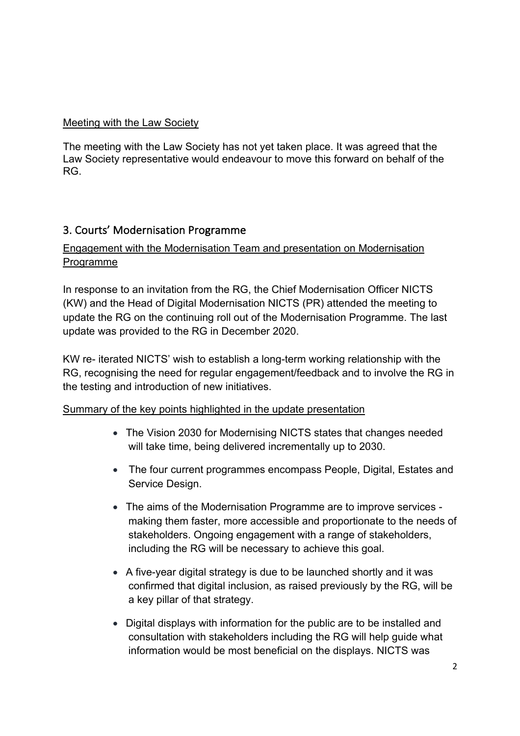Meeting with the Law Society

The meeting with the Law Society has not yet taken place. It was agreed that the Law Society representative would endeavour to move this forward on behalf of the RG.

## 3. Courts' Modernisation Programme

Engagement with the Modernisation Team and presentation on Modernisation Programme

In response to an invitation from the RG, the Chief Modernisation Officer NICTS (KW) and the Head of Digital Modernisation NICTS (PR) attended the meeting to update the RG on the continuing roll out of the Modernisation Programme. The last update was provided to the RG in December 2020.

KW re- iterated NICTS' wish to establish a long-term working relationship with the RG, recognising the need for regular engagement/feedback and to involve the RG in the testing and introduction of new initiatives.

Summary of the key points highlighted in the update presentation

- The Vision 2030 for Modernising NICTS states that changes needed will take time, being delivered incrementally up to 2030.
- The four current programmes encompass People, Digital, Estates and Service Design.
- The aims of the Modernisation Programme are to improve services - making them faster, more accessible and proportionate to the needs of stakeholders. Ongoing engagement with a range of stakeholders, including the RG will be necessary to achieve this goal.
- A five-year digital strategy is due to be launched shortly and it was confirmed that digital inclusion, as raised previously by the RG, will be a key pillar of that strategy.
- Digital displays with information for the public are to be installed and consultation with stakeholders including the RG will help guide what information would be most beneficial on the displays. NICTS was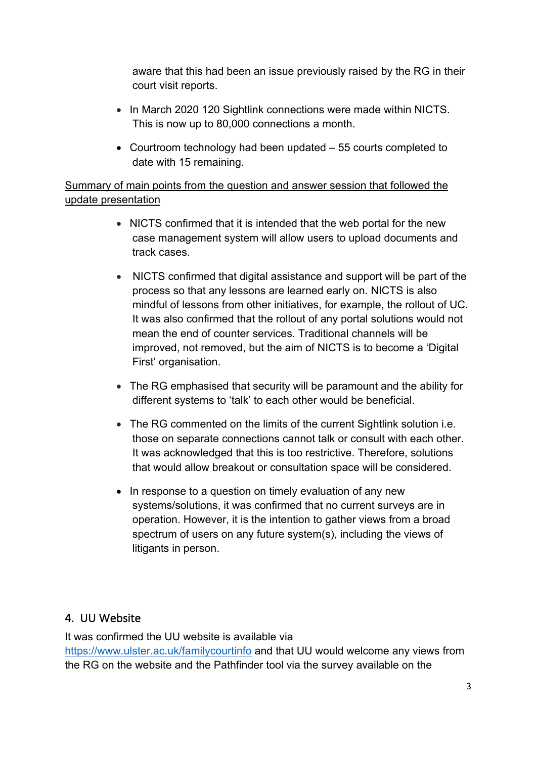aware that this had been an issue previously raised by the RG in their court visit reports.

- In March 2020 120 Sightlink connections were made within NICTS. This is now up to 80,000 connections a month.
- Courtroom technology had been updated – 55 courts completed to date with 15 remaining.

<u>Summary of main points from the question and answer session that followed the update presentation</u>

- NICTS confirmed that it is intended that the web portal for the new case management system will allow users to upload documents and track cases.
- NICTS confirmed that digital assistance and support will be part of the process so that any lessons are learned early on. NICTS is also mindful of lessons from other initiatives, for example, the rollout of UC. It was also confirmed that the rollout of any portal solutions would not mean the end of counter services. Traditional channels will be improved, not removed, but the aim of NICTS is to become a 'Digital First' organisation.
- The RG emphasised that security will be paramount and the ability for different systems to 'talk' to each other would be beneficial.
- The RG commented on the limits of the current Sightlink solution i.e. those on separate connections cannot talk or consult with each other. It was acknowledged that this is too restrictive. Therefore, solutions that would allow breakout or consultation space will be considered.
- In response to a question on timely evaluation of any new systems/solutions, it was confirmed that no current surveys are in operation. However, it is the intention to gather views from a broad spectrum of users on any future system(s), including the views of litigants in person.

## 4. UU Website

It was confirmed the UU website is available via [https://www.ulster.ac.uk/familycourtinfo](https://www.ulster.ac.uk/familycourtinfo) and that UU would welcome any views from the RG on the website and the Pathfinder tool via the survey available on the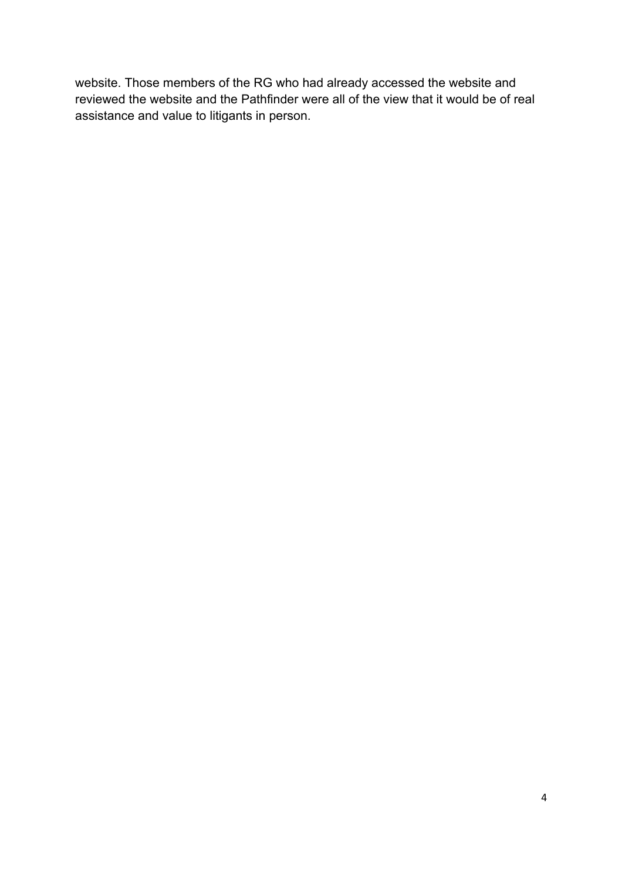website. Those members of the RG who had already accessed the website and reviewed the website and the Pathfinder were all of the view that it would be of real assistance and value to litigants in person.